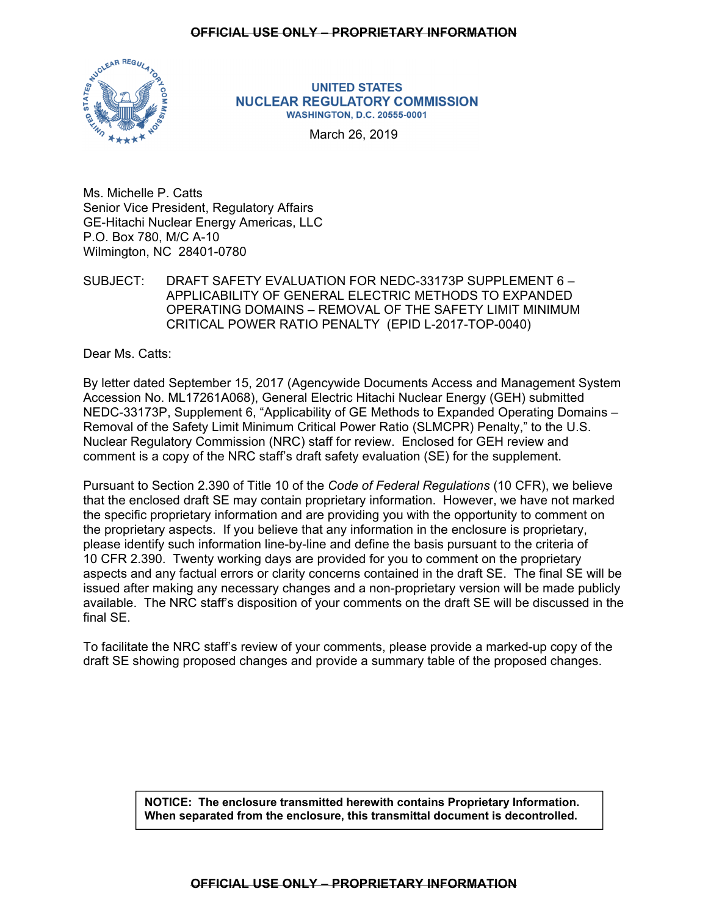~~**OFFICIAL USE ONLY – PROPRIETARY INFORMATION**~~

**UNITED STATES**
**NUCLEAR REGULATORY COMMISSION**
**WASHINGTON, D.C. 20555-0001**

March 26, 2019

Ms. Michelle P. Catts
Senior Vice President, Regulatory Affairs
GE-Hitachi Nuclear Energy Americas, LLC
P.O. Box 780, M/C A-10
Wilmington, NC 28401-0780

SUBJECT: DRAFT SAFETY EVALUATION FOR NEDC-33173P SUPPLEMENT 6 – APPLICABILITY OF GENERAL ELECTRIC METHODS TO EXPANDED OPERATING DOMAINS – REMOVAL OF THE SAFETY LIMIT MINIMUM CRITICAL POWER RATIO PENALTY (EPID L-2017-TOP-0040)

Dear Ms. Catts:

By letter dated September 15, 2017 (Agencywide Documents Access and Management System Accession No. ML17261A068), General Electric Hitachi Nuclear Energy (GEH) submitted NEDC-33173P, Supplement 6, "Applicability of GE Methods to Expanded Operating Domains – Removal of the Safety Limit Minimum Critical Power Ratio (SLMCPR) Penalty," to the U.S. Nuclear Regulatory Commission (NRC) staff for review. Enclosed for GEH review and comment is a copy of the NRC staff's draft safety evaluation (SE) for the supplement.

Pursuant to Section 2.390 of Title 10 of the *Code of Federal Regulations* (10 CFR), we believe that the enclosed draft SE may contain proprietary information. However, we have not marked the specific proprietary information and are providing you with the opportunity to comment on the proprietary aspects. If you believe that any information in the enclosure is proprietary, please identify such information line-by-line and define the basis pursuant to the criteria of 10 CFR 2.390. Twenty working days are provided for you to comment on the proprietary aspects and any factual errors or clarity concerns contained in the draft SE. The final SE will be issued after making any necessary changes and a non-proprietary version will be made publicly available. The NRC staff's disposition of your comments on the draft SE will be discussed in the final SE.

To facilitate the NRC staff's review of your comments, please provide a marked-up copy of the draft SE showing proposed changes and provide a summary table of the proposed changes.

**NOTICE: The enclosure transmitted herewith contains Proprietary Information. When separated from the enclosure, this transmittal document is decontrolled.**

~~**OFFICIAL USE ONLY – PROPRIETARY INFORMATION**~~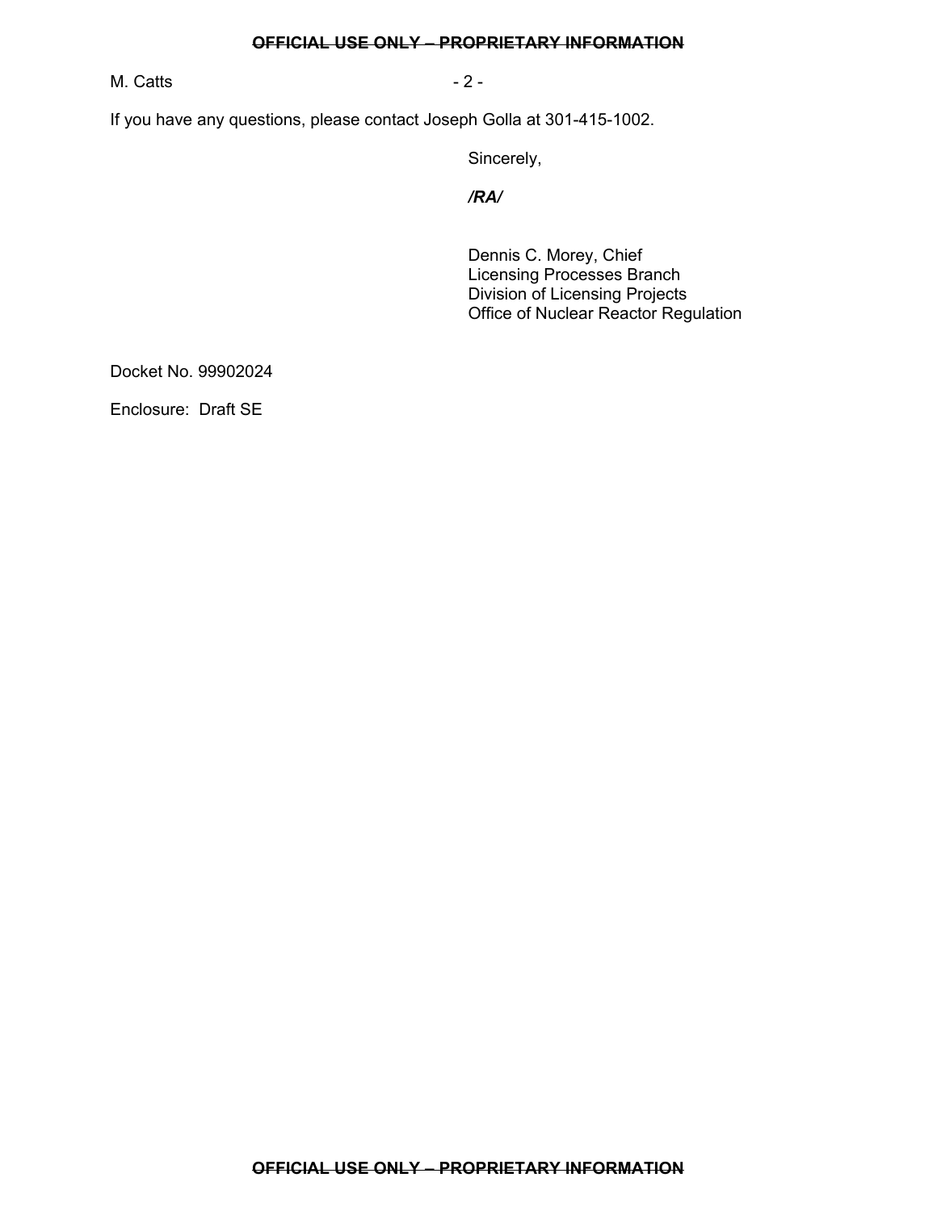If you have any questions, please contact Joseph Golla at 301-415-1002.

Sincerely,

***/RA/***

Dennis C. Morey, Chief
Licensing Processes Branch
Division of Licensing Projects
Office of Nuclear Reactor Regulation

Docket No. 99902024

Enclosure: Draft SE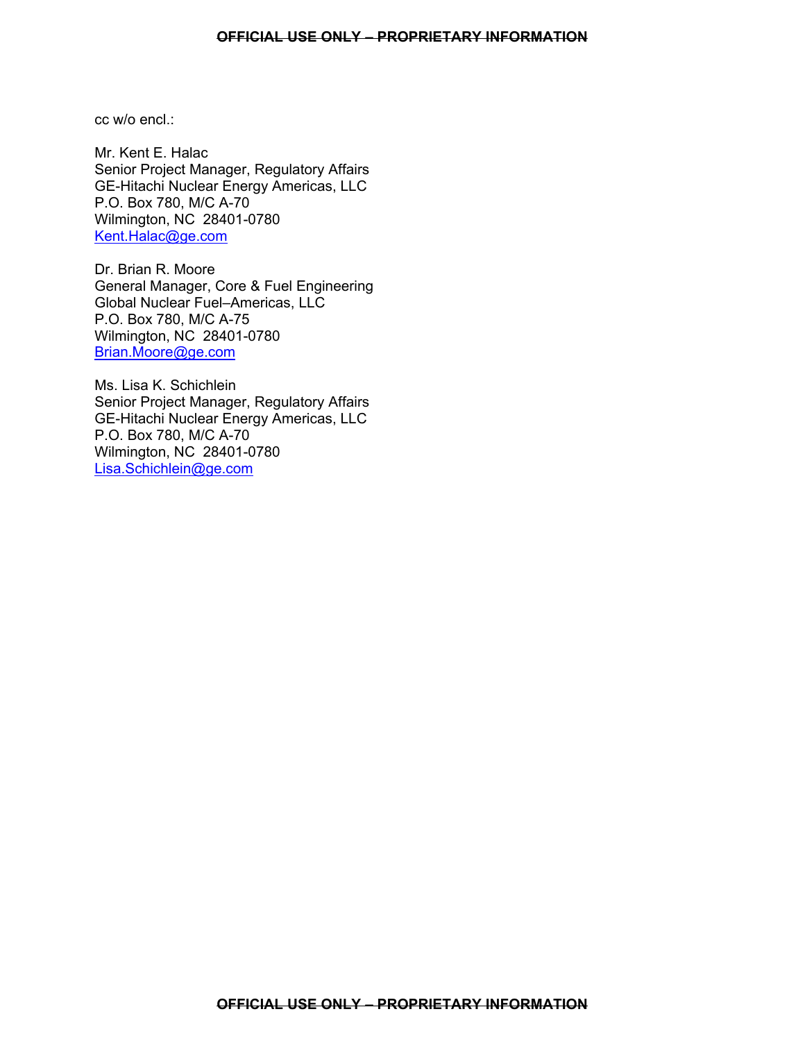cc w/o encl.:

Mr. Kent E. Halac  
Senior Project Manager, Regulatory Affairs  
GE-Hitachi Nuclear Energy Americas, LLC  
P.O. Box 780, M/C A-70  
Wilmington, NC 28401-0780  
Kent.Halac@ge.com

Dr. Brian R. Moore  
General Manager, Core & Fuel Engineering  
Global Nuclear Fuel–Americas, LLC  
P.O. Box 780, M/C A-75  
Wilmington, NC 28401-0780  
Brian.Moore@ge.com

Ms. Lisa K. Schichlein  
Senior Project Manager, Regulatory Affairs  
GE-Hitachi Nuclear Energy Americas, LLC  
P.O. Box 780, M/C A-70  
Wilmington, NC 28401-0780  
Lisa.Schichlein@ge.com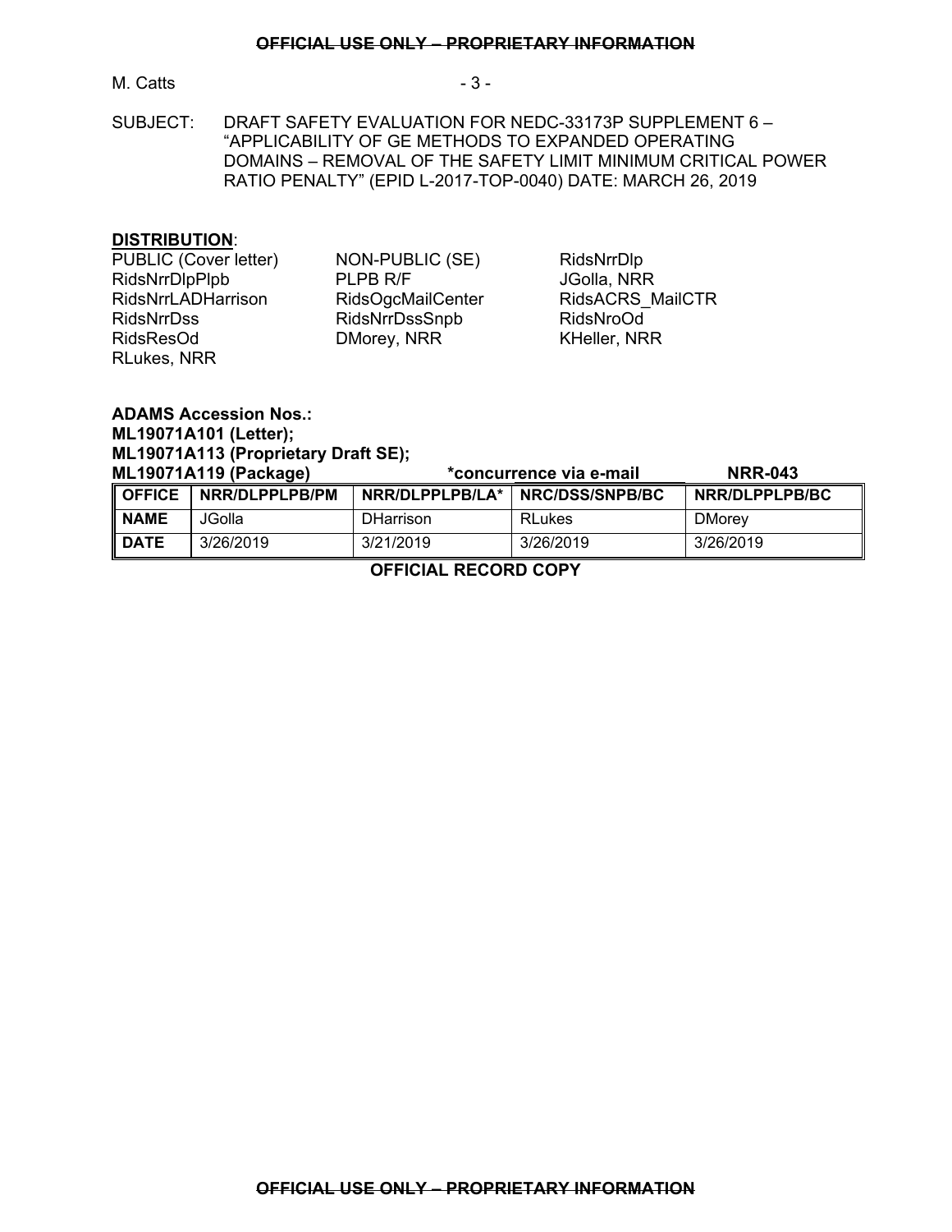SUBJECT: DRAFT SAFETY EVALUATION FOR NEDC-33173P SUPPLEMENT 6 – "APPLICABILITY OF GE METHODS TO EXPANDED OPERATING DOMAINS – REMOVAL OF THE SAFETY LIMIT MINIMUM CRITICAL POWER RATIO PENALTY" (EPID L-2017-TOP-0040) DATE: MARCH 26, 2019

**DISTRIBUTION**:

PUBLIC (Cover letter)
NON-PUBLIC (SE)
RidsNrrDlp
RidsNrrDlpPlpb
PLPB R/F
JGolla, NRR
RidsNrrLADHarrison
RidsOgcMailCenter
RidsACRS_MailCTR
RidsNrrDss
RidsNrrDssSnpb
RidsNroOd
RidsResOd
DMorey, NRR
KHeller, NRR
RLukes, NRR

**ADAMS Accession Nos.:**
**ML19071A101 (Letter);**
**ML19071A113 (Proprietary Draft SE);**
**ML19071A119 (Package)** **\*concurrence via e-mail** **NRR-043**

| OFFICE | NRR/DLPPLPB/PM | NRR/DLPPLPB/LA* | NRC/DSS/SNPB/BC | NRR/DLPPLPB/BC |
|---|---|---|---|---|
| NAME | JGolla | DHarrison | RLukes | DMorey |
| DATE | 3/26/2019 | 3/21/2019 | 3/26/2019 | 3/26/2019 |

**OFFICIAL RECORD COPY**